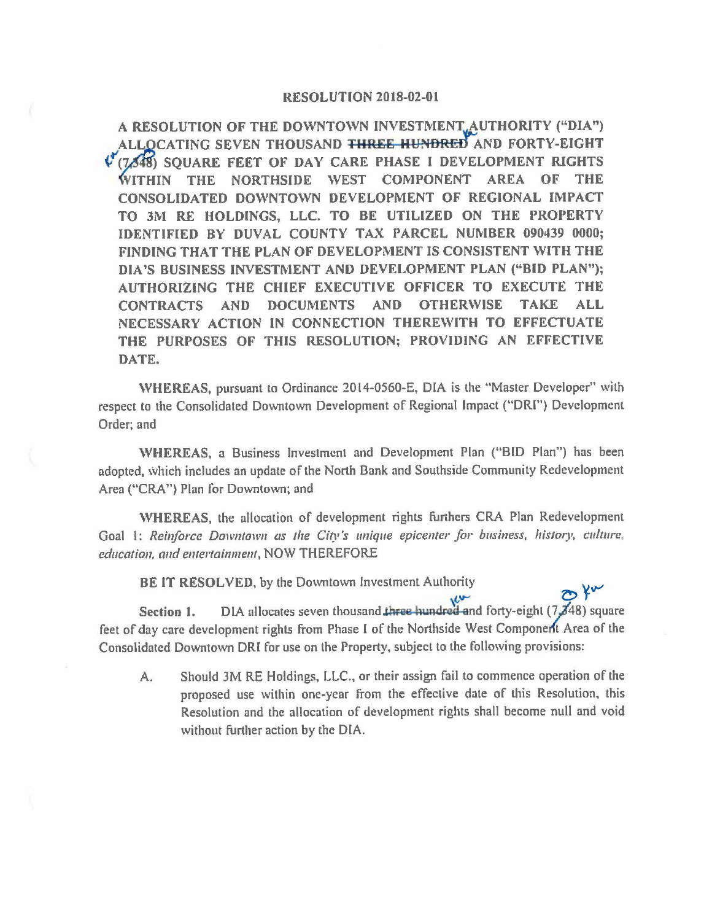# RESOLUTION 2018-02-01

**A RESOLUTION OF THE DOWNTOWN INVESTMENT AUTHORITY ("DIA") ALLOCATING SEVEN THOUSAND ~~THREE HUNDRED~~ AND FORTY-EIGHT (7,~~3~~48) SQUARE FEET OF DAY CARE PHASE I DEVELOPMENT RIGHTS WITHIN THE NORTHSIDE WEST COMPONENT AREA OF THE CONSOLIDATED DOWNTOWN DEVELOPMENT OF REGIONAL IMPACT TO 3M RE HOLDINGS, LLC. TO BE UTILIZED ON THE PROPERTY IDENTIFIED BY DUVAL COUNTY TAX PARCEL NUMBER 090439 0000; FINDING THAT THE PLAN OF DEVELOPMENT IS CONSISTENT WITH THE DIA'S BUSINESS INVESTMENT AND DEVELOPMENT PLAN ("BID PLAN"); AUTHORIZING THE CHIEF EXECUTIVE OFFICER TO EXECUTE THE CONTRACTS AND DOCUMENTS AND OTHERWISE TAKE ALL NECESSARY ACTION IN CONNECTION THEREWITH TO EFFECTUATE THE PURPOSES OF THIS RESOLUTION; PROVIDING AN EFFECTIVE DATE.**

**WHEREAS**, pursuant to Ordinance 2014-0560-E, DIA is the "Master Developer" with respect to the Consolidated Downtown Development of Regional Impact ("DRI") Development Order; and

**WHEREAS**, a Business Investment and Development Plan ("BID Plan") has been adopted, which includes an update of the North Bank and Southside Community Redevelopment Area ("CRA") Plan for Downtown; and

**WHEREAS**, the allocation of development rights furthers CRA Plan Redevelopment Goal 1: *Reinforce Downtown as the City's unique epicenter for business, history, culture, education, and entertainment*, NOW THEREFORE

**BE IT RESOLVED**, by the Downtown Investment Authority

**Section 1.** DIA allocates seven thousand ~~three hundred~~ and forty-eight (7,~~3~~48) square feet of day care development rights from Phase I of the Northside West Component Area of the Consolidated Downtown DRI for use on the Property, subject to the following provisions:

A. Should 3M RE Holdings, LLC., or their assign fail to commence operation of the proposed use within one-year from the effective date of this Resolution, this Resolution and the allocation of development rights shall become null and void without further action by the DIA.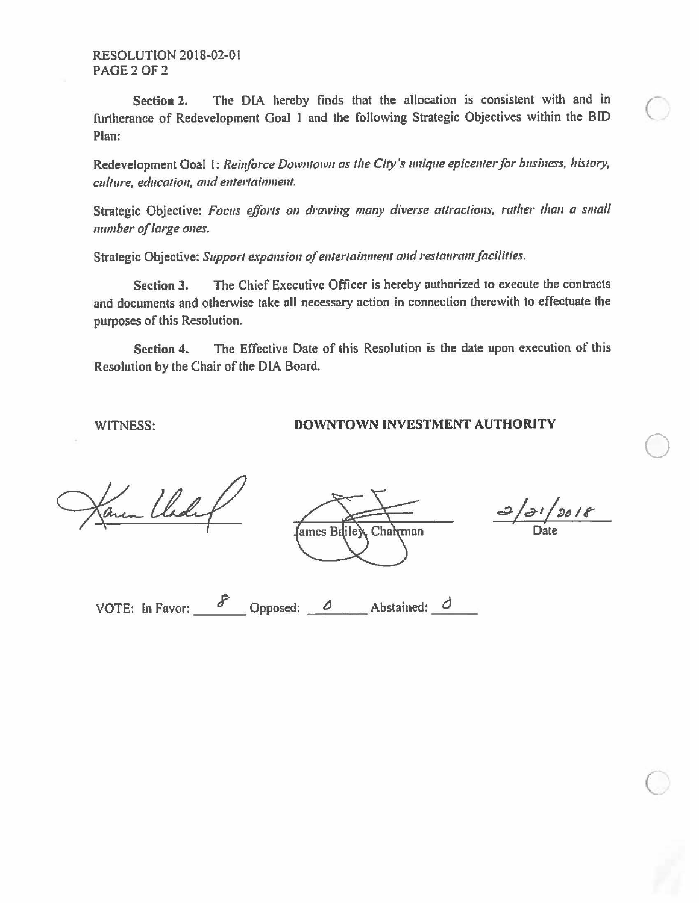RESOLUTION 2018-02-01
PAGE 2 OF 2

**Section 2.** The DIA hereby finds that the allocation is consistent with and in furtherance of Redevelopment Goal 1 and the following Strategic Objectives within the BID Plan:

Redevelopment Goal 1: *Reinforce Downtown as the City's unique epicenter for business, history, culture, education, and entertainment.*

Strategic Objective: *Focus efforts on drawing many diverse attractions, rather than a small number of large ones.*

Strategic Objective: *Support expansion of entertainment and restaurant facilities.*

**Section 3.** The Chief Executive Officer is hereby authorized to execute the contracts and documents and otherwise take all necessary action in connection therewith to effectuate the purposes of this Resolution.

**Section 4.** The Effective Date of this Resolution is the date upon execution of this Resolution by the Chair of the DIA Board.

WITNESS: **DOWNTOWN INVESTMENT AUTHORITY**

James Bailey, Chairman

2/21/2018
Date

VOTE: In Favor: 8 Opposed: 0 Abstained: 0